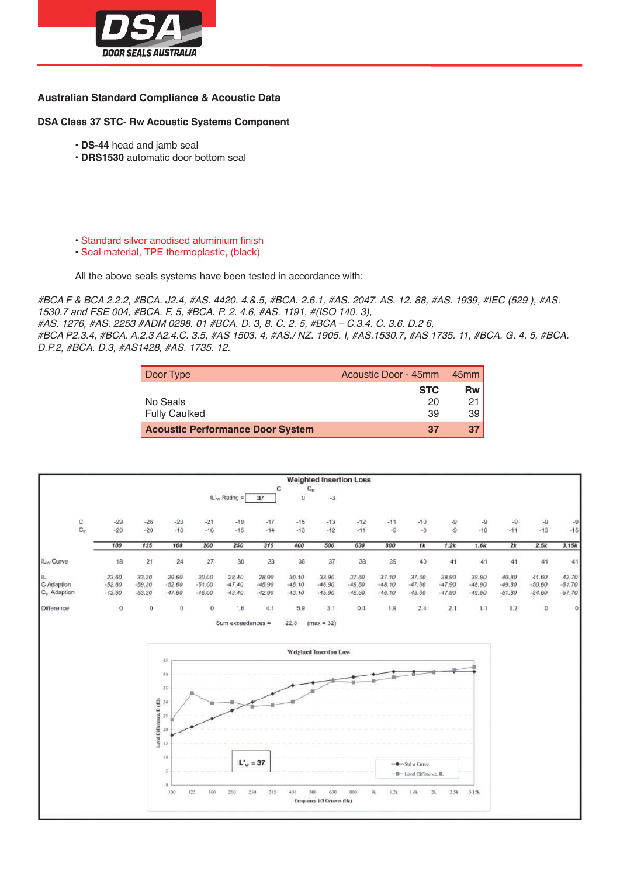# DSA DOOR SEALS AUSTRALIA

## Australian Standard Compliance & Acoustic Data

### DSA Class 37 STC- Rw Acoustic Systems Component

- **DS-44** head and jamb seal
- **DRS1530** automatic door bottom seal

- Standard silver anodised aluminium finish
- Seal material, TPE thermoplastic, (black)

All the above seals systems have been tested in accordance with:

*#BCA F & BCA 2.2.2, #BCA. J2.4, #AS. 4420. 4.&.5, #BCA. 2.6.1, #AS. 2047. AS. 12. 88, #AS. 1939, #IEC (529 ), #AS. 1530.7 and FSE 004, #BCA. F. 5, #BCA. P. 2. 4.6, #AS. 1191, #(ISO 140. 3), #AS. 1276, #AS. 2253 #ADM 0298. 01 #BCA. D. 3, 8. C. 2. 5, #BCA – C.3.4. C. 3.6. D.2 6, #BCA P2.3.4, #BCA. A.2.3 A2.4.C. 3.5, #AS 1503. 4, #AS./ NZ. 1905. I, #AS.1530.7, #AS 1735. 11, #BCA. G. 4. 5, #BCA. D.P.2, #BCA. D.3, #AS1428, #AS. 1735. 12.*

| Door Type | Acoustic Door - 45mm | 45mm |
|---|---|---|
| | **STC** | **Rw** |
| No Seals | 20 | 21 |
| Fully Caulked | 39 | 39 |
| **Acoustic Performance Door System** | **37** | **37** |

**Weighted Insertion Loss**

$IL'_w$ Rating = 37 | C = 0 | $C_{tr}$ = -3

| | 100 | 125 | 160 | 200 | 250 | 315 | 400 | 500 | 630 | 800 | 1k | 1.2k | 1.6k | 2k | 2.5k | 3.15k |
|---|---|---|---|---|---|---|---|---|---|---|---|---|---|---|---|---|
| C | -29 | -26 | -23 | -21 | -19 | -17 | -15 | -13 | -12 | -11 | -10 | -9 | -9 | -9 | -9 | -9 |
| $C_{tr}$ | -20 | -20 | -18 | -16 | -15 | -14 | -13 | -12 | -11 | -9 | -8 | -9 | -10 | -11 | -13 | -15 |
| $IL_w$ Curve | 18 | 21 | 24 | 27 | 30 | 33 | 36 | 37 | 38 | 39 | 40 | 41 | 41 | 41 | 41 | 41 |
| IL | 23.60 | 33.20 | 29.60 | 30.00 | 28.40 | 28.90 | 30.10 | 33.90 | 37.60 | 37.10 | 37.60 | 38.90 | 39.90 | 40.80 | 41.60 | 42.70 |
| C Adaption | -52.60 | -59.20 | -52.60 | -51.00 | -47.40 | -45.90 | -45.10 | -46.90 | -49.60 | -48.10 | -47.60 | -47.90 | -48.90 | -49.80 | -50.60 | -51.70 |
| $C_{tr}$ Adaption | -43.60 | -53.20 | -47.60 | -46.00 | -43.40 | -42.90 | -43.10 | -45.90 | -48.60 | -46.10 | -45.60 | -47.90 | -49.90 | -51.80 | -54.60 | -57.70 |
| Difference | 0 | 0 | 0 | 0 | 1.6 | 4.1 | 5.9 | 3.1 | 0.4 | 1.9 | 2.4 | 2.1 | 1.1 | 0.2 | 0 | 0 |

Sum exceedances = 22.8 (max = 32)

**Weighted Insertion Loss**

$IL'_w = 37$

Legend: Std w Curve; Level Difference, IL

Level Difference, D (dB) vs. Frequency 1/3 Octaves (Hz)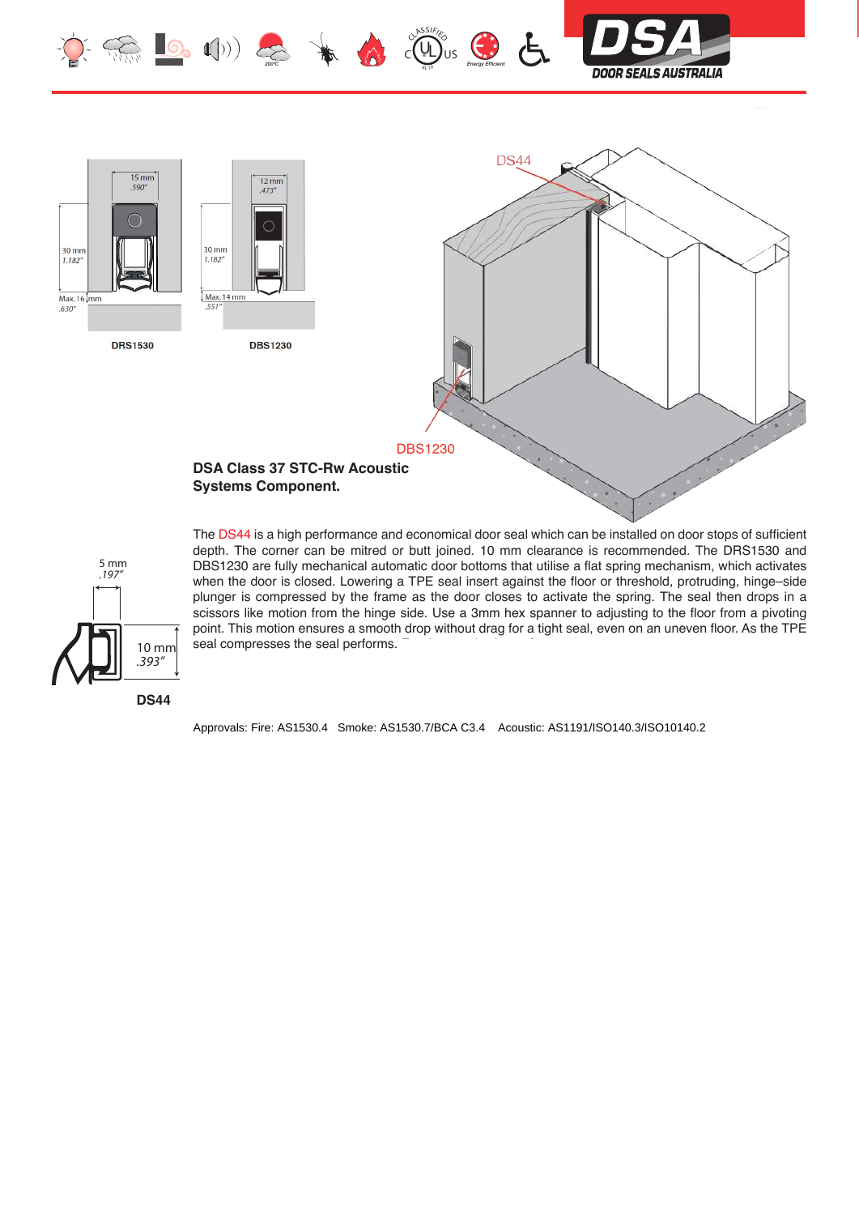DSA
DOOR SEALS AUSTRALIA

15 mm
.590"

30 mm
1.182"

Max. 16 mm
.630"

DRS1530

12 mm
.473"

30 mm
1.182"

Max. 14 mm
.551"

DBS1230

DS44

DBS1230

**DSA Class 37 STC-Rw Acoustic Systems Component.**

The DS44 is a high performance and economical door seal which can be installed on door stops of sufficient depth. The corner can be mitred or butt joined. 10 mm clearance is recommended. The DRS1530 and DBS1230 are fully mechanical automatic door bottoms that utilise a flat spring mechanism, which activates when the door is closed. Lowering a TPE seal insert against the floor or threshold, protruding, hinge–side plunger is compressed by the frame as the door closes to activate the spring. The seal then drops in a scissors like motion from the hinge side. Use a 3mm hex spanner to adjusting to the floor from a pivoting point. This motion ensures a smooth drop without drag for a tight seal, even on an uneven floor. As the TPE seal compresses the seal performs.

5 mm
.197"

10 mm
.393"

**DS44**

Approvals: Fire: AS1530.4 Smoke: AS1530.7/BCA C3.4 Acoustic: AS1191/ISO140.3/ISO10140.2